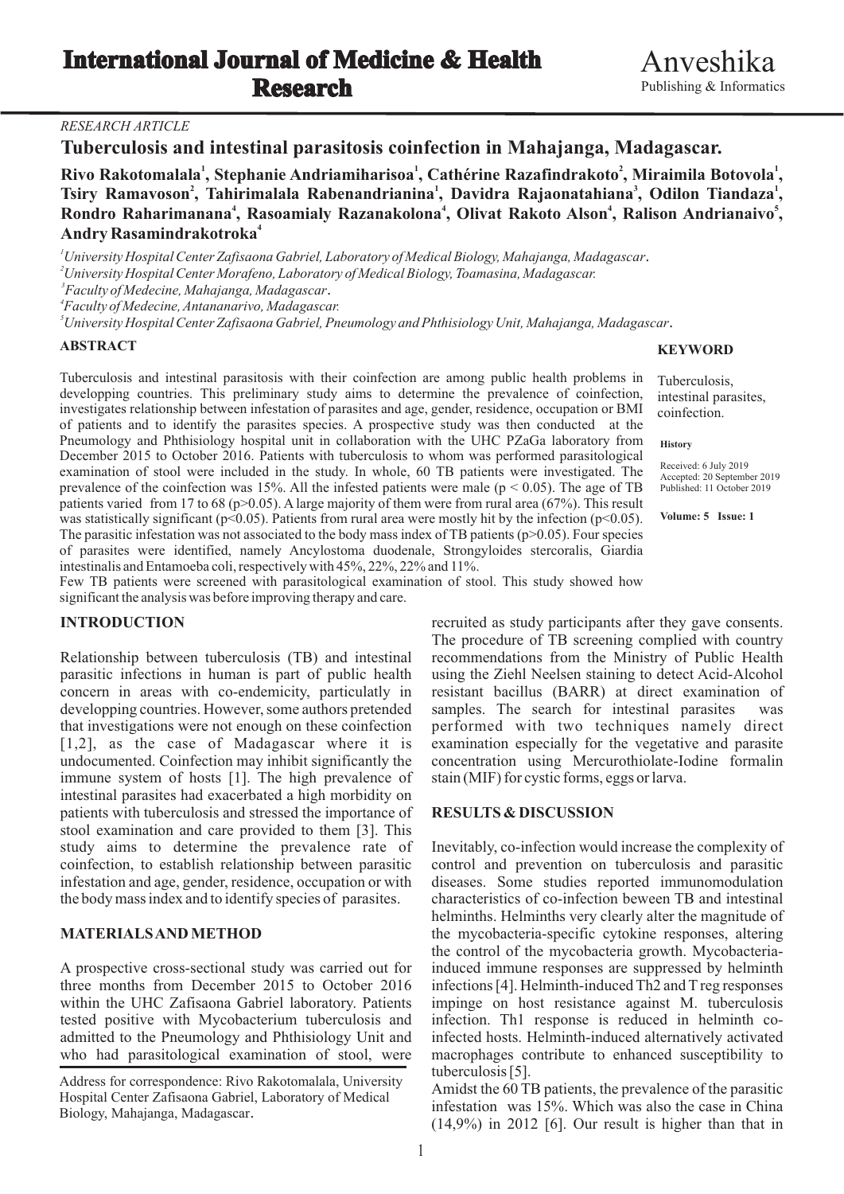# International Journal of Medicine & Health Research

Anveshika
Publishing & Informatics

*RESEARCH ARTICLE*

## Tuberculosis and intestinal parasitosis coinfection in Mahajanga, Madagascar.

**Rivo Rakotomalala[1], Stephanie Andriamiharisoa[1], Cathérine Razafindrakoto[2], Miraimila Botovola[1], Tsiry Ramavoson[2], Tahirimalala Rabenandrianina[1], Davidra Rajaonatahiana[3], Odilon Tiandaza[1], Rondro Raharimanana[4], Rasoamialy Razanakolona[4], Olivat Rakoto Alson[4], Ralison Andrianaivo[5], Andry Rasamindrakotroka[4]**

[1]*University Hospital Center Zafisaona Gabriel, Laboratory of Medical Biology, Mahajanga, Madagascar.*
[2]*University Hospital Center Morafeno, Laboratory of Medical Biology, Toamasina, Madagascar.*
[3]*Faculty of Medecine, Mahajanga, Madagascar.*
[4]*Faculty of Medecine, Antananarivo, Madagascar.*
[5]*University Hospital Center Zafisaona Gabriel, Pneumology and Phthisiology Unit, Mahajanga, Madagascar.*

### ABSTRACT

Tuberculosis and intestinal parasitosis with their coinfection are among public health problems in developping countries. This preliminary study aims to determine the prevalence of coinfection, investigates relationship between infestation of parasites and age, gender, residence, occupation or BMI of patients and to identify the parasites species. A prospective study was then conducted at the Pneumology and Phthisiology hospital unit in collaboration with the UHC PZaGa laboratory from December 2015 to October 2016. Patients with tuberculosis to whom was performed parasitological examination of stool were included in the study. In whole, 60 TB patients were investigated. The prevalence of the coinfection was 15%. All the infested patients were male ($p < 0.05$). The age of TB patients varied from 17 to 68 ($p>0.05$). A large majority of them were from rural area (67%). This result was statistically significant ($p<0.05$). Patients from rural area were mostly hit by the infection ($p<0.05$). The parasitic infestation was not associated to the body mass index of TB patients ($p>0.05$). Four species of parasites were identified, namely Ancylostoma duodenale, Strongyloides stercoralis, Giardia intestinalis and Entamoeba coli, respectively with 45%, 22%, 22% and 11%.

Few TB patients were screened with parasitological examination of stool. This study showed how significant the analysis was before improving therapy and care.

### KEYWORD

Tuberculosis, intestinal parasites, coinfection.

**History**

Received: 6 July 2019
Accepted: 20 September 2019
Published: 11 October 2019

**Volume: 5 Issue: 1**

### INTRODUCTION

Relationship between tuberculosis (TB) and intestinal parasitic infections in human is part of public health concern in areas with co-endemicity, particularly in developping countries. However, some authors pretended that investigations were not enough on these coinfection [1,2], as the case of Madagascar where it is undocumented. Coinfection may inhibit significantly the immune system of hosts [1]. The high prevalence of intestinal parasites had exacerbated a high morbidity on patients with tuberculosis and stressed the importance of stool examination and care provided to them [3]. This study aims to determine the prevalence rate of coinfection, to establish relationship between parasitic infestation and age, gender, residence, occupation or with the body mass index and to identify species of parasites.

### MATERIALS AND METHOD

A prospective cross-sectional study was carried out for three months from December 2015 to October 2016 within the UHC Zafisaona Gabriel laboratory. Patients tested positive with Mycobacterium tuberculosis and admitted to the Pneumology and Phthisiology Unit and who had parasitological examination of stool, were recruited as study participants after they gave consents. The procedure of TB screening complied with country recommendations from the Ministry of Public Health using the Ziehl Neelsen staining to detect Acid-Alcohol resistant bacillus (BARR) at direct examination of samples. The search for intestinal parasites was performed with two techniques namely direct examination especially for the vegetative and parasite concentration using Mercurothiolate-Iodine formalin stain (MIF) for cystic forms, eggs or larva.

Address for correspondence: Rivo Rakotomalala, University Hospital Center Zafisaona Gabriel, Laboratory of Medical Biology, Mahajanga, Madagascar.

### RESULTS & DISCUSSION

Inevitably, co-infection would increase the complexity of control and prevention on tuberculosis and parasitic diseases. Some studies reported immunomodulation characteristics of co-infection beween TB and intestinal helminths. Helminths very clearly alter the magnitude of the mycobacteria-specific cytokine responses, altering the control of the mycobacteria growth. Mycobacteria-induced immune responses are suppressed by helminth infections [4]. Helminth-induced Th2 and T reg responses impinge on host resistance against M. tuberculosis infection. Th1 response is reduced in helminth co-infected hosts. Helminth-induced alternatively activated macrophages contribute to enhanced susceptibility to tuberculosis [5].

Amidst the 60 TB patients, the prevalence of the parasitic infestation was 15%. Which was also the case in China (14,9%) in 2012 [6]. Our result is higher than that in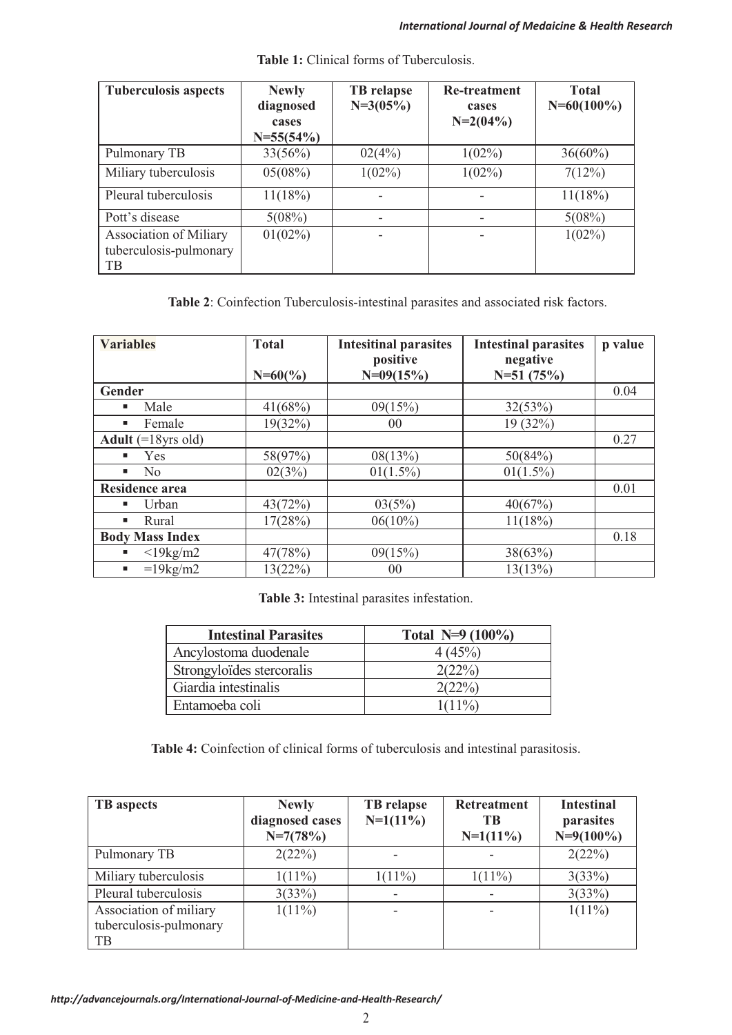**Table 1:** Clinical forms of Tuberculosis.

| Tuberculosis aspects | Newly diagnosed cases N=55(54%) | TB relapse N=3(05%) | Re-treatment cases N=2(04%) | Total N=60(100%) |
|---|---|---|---|---|
| Pulmonary TB | 33(56%) | 02(4%) | 1(02%) | 36(60%) |
| Miliary tuberculosis | 05(08%) | 1(02%) | 1(02%) | 7(12%) |
| Pleural tuberculosis | 11(18%) | - | - | 11(18%) |
| Pott's disease | 5(08%) | - | - | 5(08%) |
| Association of Miliary tuberculosis-pulmonary TB | 01(02%) | - | - | 1(02%) |

**Table 2**: Coinfection Tuberculosis-intestinal parasites and associated risk factors.

| Variables | Total N=60(%) | Intesitinal parasites positive N=09(15%) | Intestinal parasites negative N=51 (75%) | p value |
|---|---|---|---|---|
| **Gender** | | | | 0.04 |
| ▪ Male | 41(68%) | 09(15%) | 32(53%) | |
| ▪ Female | 19(32%) | 00 | 19 (32%) | |
| **Adult** (=18yrs old) | | | | 0.27 |
| ▪ Yes | 58(97%) | 08(13%) | 50(84%) | |
| ▪ No | 02(3%) | 01(1.5%) | 01(1.5%) | |
| **Residence area** | | | | 0.01 |
| ▪ Urban | 43(72%) | 03(5%) | 40(67%) | |
| ▪ Rural | 17(28%) | 06(10%) | 11(18%) | |
| **Body Mass Index** | | | | 0.18 |
| ▪ <19kg/m2 | 47(78%) | 09(15%) | 38(63%) | |
| ▪ =19kg/m2 | 13(22%) | 00 | 13(13%) | |

**Table 3:** Intestinal parasites infestation.

| Intestinal Parasites | Total N=9 (100%) |
|---|---|
| Ancylostoma duodenale | 4 (45%) |
| Strongyloïdes stercoralis | 2(22%) |
| Giardia intestinalis | 2(22%) |
| Entamoeba coli | 1(11%) |

**Table 4:** Coinfection of clinical forms of tuberculosis and intestinal parasitosis.

| TB aspects | Newly diagnosed cases N=7(78%) | TB relapse N=1(11%) | Retreatment TB N=1(11%) | Intestinal parasites N=9(100%) |
|---|---|---|---|---|
| Pulmonary TB | 2(22%) | - | - | 2(22%) |
| Miliary tuberculosis | 1(11%) | 1(11%) | 1(11%) | 3(33%) |
| Pleural tuberculosis | 3(33%) | - | - | 3(33%) |
| Association of miliary tuberculosis-pulmonary TB | 1(11%) | - | - | 1(11%) |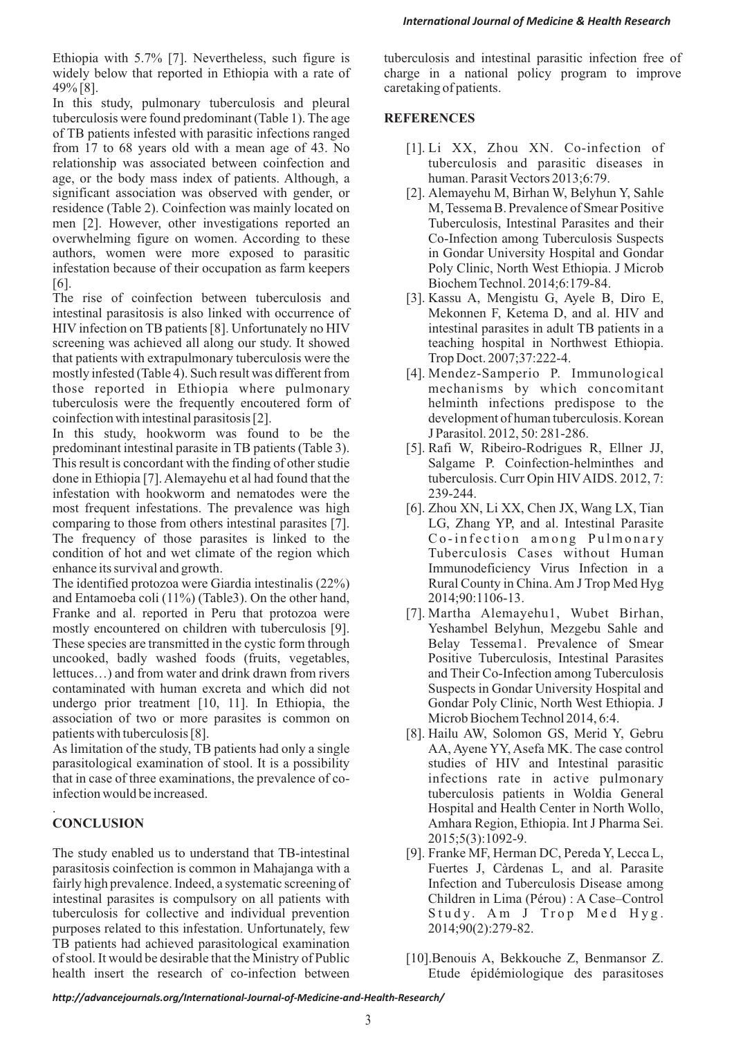Ethiopia with 5.7% [7]. Nevertheless, such figure is widely below that reported in Ethiopia with a rate of 49% [8].

In this study, pulmonary tuberculosis and pleural tuberculosis were found predominant (Table 1). The age of TB patients infested with parasitic infections ranged from 17 to 68 years old with a mean age of 43. No relationship was associated between coinfection and age, or the body mass index of patients. Although, a significant association was observed with gender, or residence (Table 2). Coinfection was mainly located on men [2]. However, other investigations reported an overwhelming figure on women. According to these authors, women were more exposed to parasitic infestation because of their occupation as farm keepers [6].

The rise of coinfection between tuberculosis and intestinal parasitosis is also linked with occurrence of HIV infection on TB patients [8]. Unfortunately no HIV screening was achieved all along our study. It showed that patients with extrapulmonary tuberculosis were the mostly infested (Table 4). Such result was different from those reported in Ethiopia where pulmonary tuberculosis were the frequently encoutered form of coinfection with intestinal parasitosis [2].

In this study, hookworm was found to be the predominant intestinal parasite in TB patients (Table 3). This result is concordant with the finding of other studie done in Ethiopia [7]. Alemayehu et al had found that the infestation with hookworm and nematodes were the most frequent infestations. The prevalence was high comparing to those from others intestinal parasites [7]. The frequency of those parasites is linked to the condition of hot and wet climate of the region which enhance its survival and growth.

The identified protozoa were Giardia intestinalis (22%) and Entamoeba coli (11%) (Table3). On the other hand, Franke and al. reported in Peru that protozoa were mostly encountered on children with tuberculosis [9]. These species are transmitted in the cystic form through uncooked, badly washed foods (fruits, vegetables, lettuces…) and from water and drink drawn from rivers contaminated with human excreta and which did not undergo prior treatment [10, 11]. In Ethiopia, the association of two or more parasites is common on patients with tuberculosis [8].

As limitation of the study, TB patients had only a single parasitological examination of stool. It is a possibility that in case of three examinations, the prevalence of co-infection would be increased.

## CONCLUSION

The study enabled us to understand that TB-intestinal parasitosis coinfection is common in Mahajanga with a fairly high prevalence. Indeed, a systematic screening of intestinal parasites is compulsory on all patients with tuberculosis for collective and individual prevention purposes related to this infestation. Unfortunately, few TB patients had achieved parasitological examination of stool. It would be desirable that the Ministry of Public health insert the research of co-infection between tuberculosis and intestinal parasitic infection free of charge in a national policy program to improve caretaking of patients.

## REFERENCES

[1]. Li XX, Zhou XN. Co-infection of tuberculosis and parasitic diseases in human. Parasit Vectors 2013;6:79.

[2]. Alemayehu M, Birhan W, Belyhun Y, Sahle M, Tessema B. Prevalence of Smear Positive Tuberculosis, Intestinal Parasites and their Co-Infection among Tuberculosis Suspects in Gondar University Hospital and Gondar Poly Clinic, North West Ethiopia. J Microb Biochem Technol. 2014;6:179-84.

[3]. Kassu A, Mengistu G, Ayele B, Diro E, Mekonnen F, Ketema D, and al. HIV and intestinal parasites in adult TB patients in a teaching hospital in Northwest Ethiopia. Trop Doct. 2007;37:222-4.

[4]. Mendez-Samperio P. Immunological mechanisms by which concomitant helminth infections predispose to the development of human tuberculosis. Korean J Parasitol. 2012, 50: 281-286.

[5]. Rafi W, Ribeiro-Rodrigues R, Ellner JJ, Salgame P. Coinfection-helminthes and tuberculosis. Curr Opin HIV AIDS. 2012, 7: 239-244.

[6]. Zhou XN, Li XX, Chen JX, Wang LX, Tian LG, Zhang YP, and al. Intestinal Parasite Co-infection among Pulmonary Tuberculosis Cases without Human Immunodeficiency Virus Infection in a Rural County in China. Am J Trop Med Hyg 2014;90:1106-13.

[7]. Martha Alemayehu1, Wubet Birhan, Yeshambel Belyhun, Mezgebu Sahle and Belay Tessema1. Prevalence of Smear Positive Tuberculosis, Intestinal Parasites and Their Co-Infection among Tuberculosis Suspects in Gondar University Hospital and Gondar Poly Clinic, North West Ethiopia. J Microb Biochem Technol 2014, 6:4.

[8]. Hailu AW, Solomon GS, Merid Y, Gebru AA, Ayene YY, Asefa MK. The case control studies of HIV and Intestinal parasitic infections rate in active pulmonary tuberculosis patients in Woldia General Hospital and Health Center in North Wollo, Amhara Region, Ethiopia. Int J Pharma Sei. 2015;5(3):1092-9.

[9]. Franke MF, Herman DC, Pereda Y, Lecca L, Fuertes J, Càrdenas L, and al. Parasite Infection and Tuberculosis Disease among Children in Lima (Pérou) : A Case–Control Study. Am J Trop Med Hyg. 2014;90(2):279-82.

[10]. Benouis A, Bekkouche Z, Benmansor Z. Etude épidémiologique des parasitoses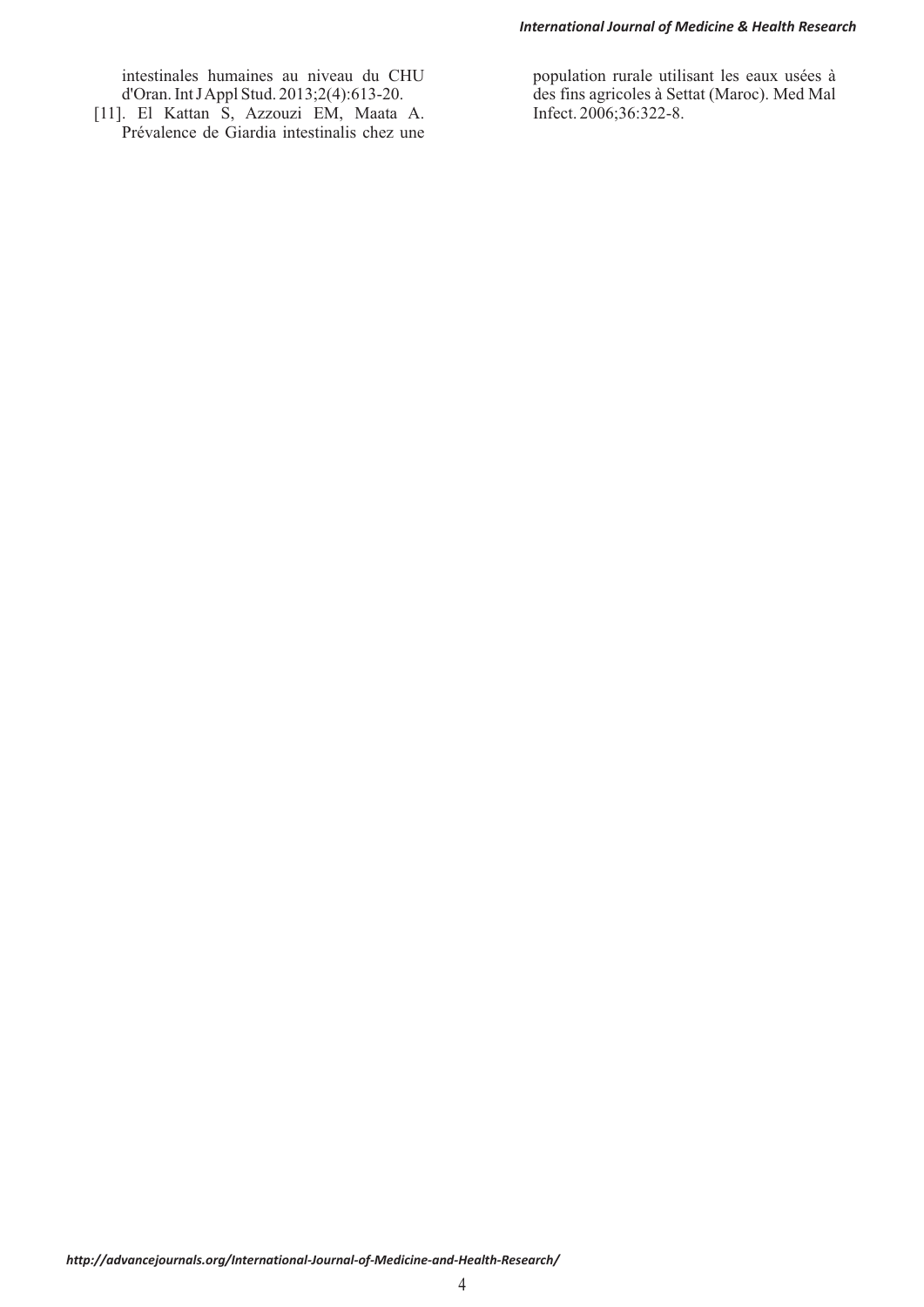intestinales humaines au niveau du CHU d'Oran. Int J Appl Stud. 2013;2(4):613-20.

[11]. El Kattan S, Azzouzi EM, Maata A. Prévalence de Giardia intestinalis chez une population rurale utilisant les eaux usées à des fins agricoles à Settat (Maroc). Med Mal Infect. 2006;36:322-8.